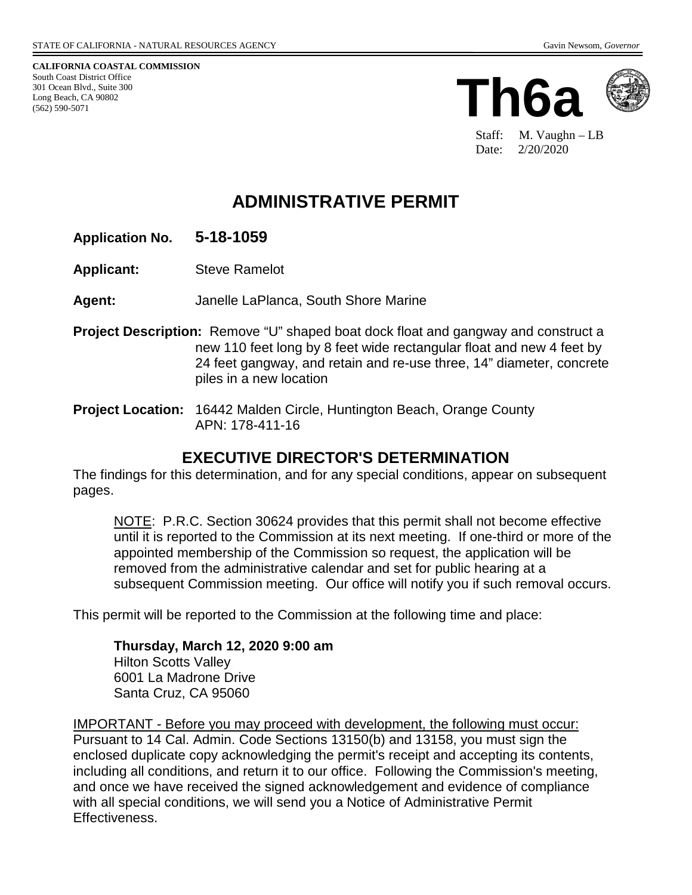STATE OF CALIFORNIA - NATURAL RESOURCES AGENCY Gavin Newsom, *Governor*

**CALIFORNIA COASTAL COMMISSION**
South Coast District Office
301 Ocean Blvd., Suite 300
Long Beach, CA 90802
(562) 590-5071

# Th6a

Staff: M. Vaughn – LB
Date: 2/20/2020

# ADMINISTRATIVE PERMIT

**Application No.** **5-18-1059**

**Applicant:** Steve Ramelot

**Agent:** Janelle LaPlanca, South Shore Marine

**Project Description:** Remove "U" shaped boat dock float and gangway and construct a new 110 feet long by 8 feet wide rectangular float and new 4 feet by 24 feet gangway, and retain and re-use three, 14" diameter, concrete piles in a new location

**Project Location:** 16442 Malden Circle, Huntington Beach, Orange County
APN: 178-411-16

## EXECUTIVE DIRECTOR'S DETERMINATION

The findings for this determination, and for any special conditions, appear on subsequent pages.

> NOTE: P.R.C. Section 30624 provides that this permit shall not become effective until it is reported to the Commission at its next meeting. If one-third or more of the appointed membership of the Commission so request, the application will be removed from the administrative calendar and set for public hearing at a subsequent Commission meeting. Our office will notify you if such removal occurs.

This permit will be reported to the Commission at the following time and place:

> **Thursday, March 12, 2020 9:00 am**
> Hilton Scotts Valley
> 6001 La Madrone Drive
> Santa Cruz, CA 95060

IMPORTANT - Before you may proceed with development, the following must occur: Pursuant to 14 Cal. Admin. Code Sections 13150(b) and 13158, you must sign the enclosed duplicate copy acknowledging the permit's receipt and accepting its contents, including all conditions, and return it to our office. Following the Commission's meeting, and once we have received the signed acknowledgement and evidence of compliance with all special conditions, we will send you a Notice of Administrative Permit Effectiveness.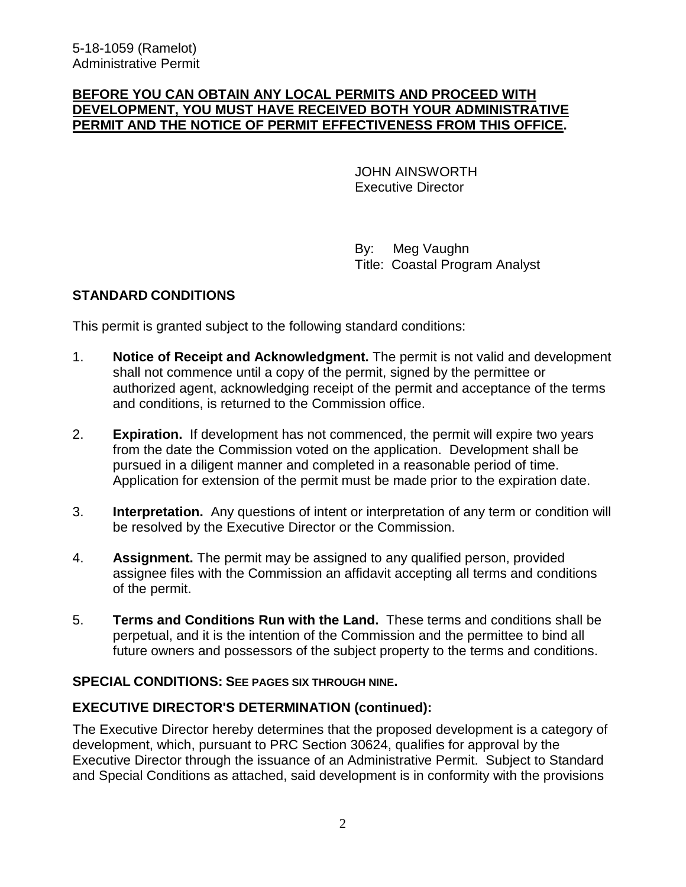**BEFORE YOU CAN OBTAIN ANY LOCAL PERMITS AND PROCEED WITH DEVELOPMENT, YOU MUST HAVE RECEIVED BOTH YOUR ADMINISTRATIVE PERMIT AND THE NOTICE OF PERMIT EFFECTIVENESS FROM THIS OFFICE.**

JOHN AINSWORTH
Executive Director

By: Meg Vaughn
Title: Coastal Program Analyst

## STANDARD CONDITIONS

This permit is granted subject to the following standard conditions:

1. **Notice of Receipt and Acknowledgment.** The permit is not valid and development shall not commence until a copy of the permit, signed by the permittee or authorized agent, acknowledging receipt of the permit and acceptance of the terms and conditions, is returned to the Commission office.

2. **Expiration.** If development has not commenced, the permit will expire two years from the date the Commission voted on the application. Development shall be pursued in a diligent manner and completed in a reasonable period of time. Application for extension of the permit must be made prior to the expiration date.

3. **Interpretation.** Any questions of intent or interpretation of any term or condition will be resolved by the Executive Director or the Commission.

4. **Assignment.** The permit may be assigned to any qualified person, provided assignee files with the Commission an affidavit accepting all terms and conditions of the permit.

5. **Terms and Conditions Run with the Land.** These terms and conditions shall be perpetual, and it is the intention of the Commission and the permittee to bind all future owners and possessors of the subject property to the terms and conditions.

## SPECIAL CONDITIONS: SEE PAGES SIX THROUGH NINE.

## EXECUTIVE DIRECTOR'S DETERMINATION (continued):

The Executive Director hereby determines that the proposed development is a category of development, which, pursuant to PRC Section 30624, qualifies for approval by the Executive Director through the issuance of an Administrative Permit. Subject to Standard and Special Conditions as attached, said development is in conformity with the provisions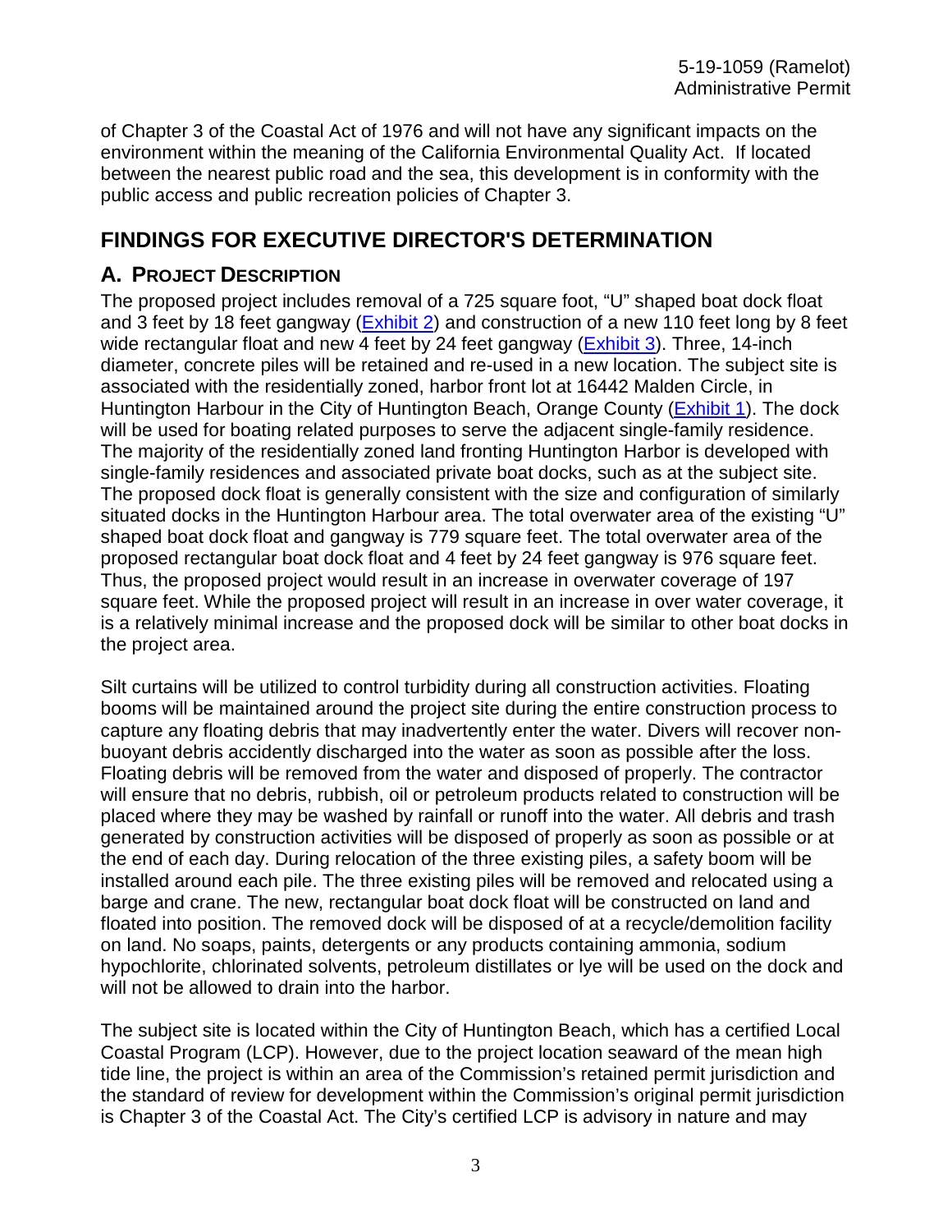of Chapter 3 of the Coastal Act of 1976 and will not have any significant impacts on the environment within the meaning of the California Environmental Quality Act. If located between the nearest public road and the sea, this development is in conformity with the public access and public recreation policies of Chapter 3.

## FINDINGS FOR EXECUTIVE DIRECTOR'S DETERMINATION

### A. PROJECT DESCRIPTION

The proposed project includes removal of a 725 square foot, "U" shaped boat dock float and 3 feet by 18 feet gangway (Exhibit 2) and construction of a new 110 feet long by 8 feet wide rectangular float and new 4 feet by 24 feet gangway (Exhibit 3). Three, 14-inch diameter, concrete piles will be retained and re-used in a new location. The subject site is associated with the residentially zoned, harbor front lot at 16442 Malden Circle, in Huntington Harbour in the City of Huntington Beach, Orange County (Exhibit 1). The dock will be used for boating related purposes to serve the adjacent single-family residence. The majority of the residentially zoned land fronting Huntington Harbor is developed with single-family residences and associated private boat docks, such as at the subject site. The proposed dock float is generally consistent with the size and configuration of similarly situated docks in the Huntington Harbour area. The total overwater area of the existing "U" shaped boat dock float and gangway is 779 square feet. The total overwater area of the proposed rectangular boat dock float and 4 feet by 24 feet gangway is 976 square feet. Thus, the proposed project would result in an increase in overwater coverage of 197 square feet. While the proposed project will result in an increase in over water coverage, it is a relatively minimal increase and the proposed dock will be similar to other boat docks in the project area.

Silt curtains will be utilized to control turbidity during all construction activities. Floating booms will be maintained around the project site during the entire construction process to capture any floating debris that may inadvertently enter the water. Divers will recover non-buoyant debris accidently discharged into the water as soon as possible after the loss. Floating debris will be removed from the water and disposed of properly. The contractor will ensure that no debris, rubbish, oil or petroleum products related to construction will be placed where they may be washed by rainfall or runoff into the water. All debris and trash generated by construction activities will be disposed of properly as soon as possible or at the end of each day. During relocation of the three existing piles, a safety boom will be installed around each pile. The three existing piles will be removed and relocated using a barge and crane. The new, rectangular boat dock float will be constructed on land and floated into position. The removed dock will be disposed of at a recycle/demolition facility on land. No soaps, paints, detergents or any products containing ammonia, sodium hypochlorite, chlorinated solvents, petroleum distillates or lye will be used on the dock and will not be allowed to drain into the harbor.

The subject site is located within the City of Huntington Beach, which has a certified Local Coastal Program (LCP). However, due to the project location seaward of the mean high tide line, the project is within an area of the Commission's retained permit jurisdiction and the standard of review for development within the Commission's original permit jurisdiction is Chapter 3 of the Coastal Act. The City's certified LCP is advisory in nature and may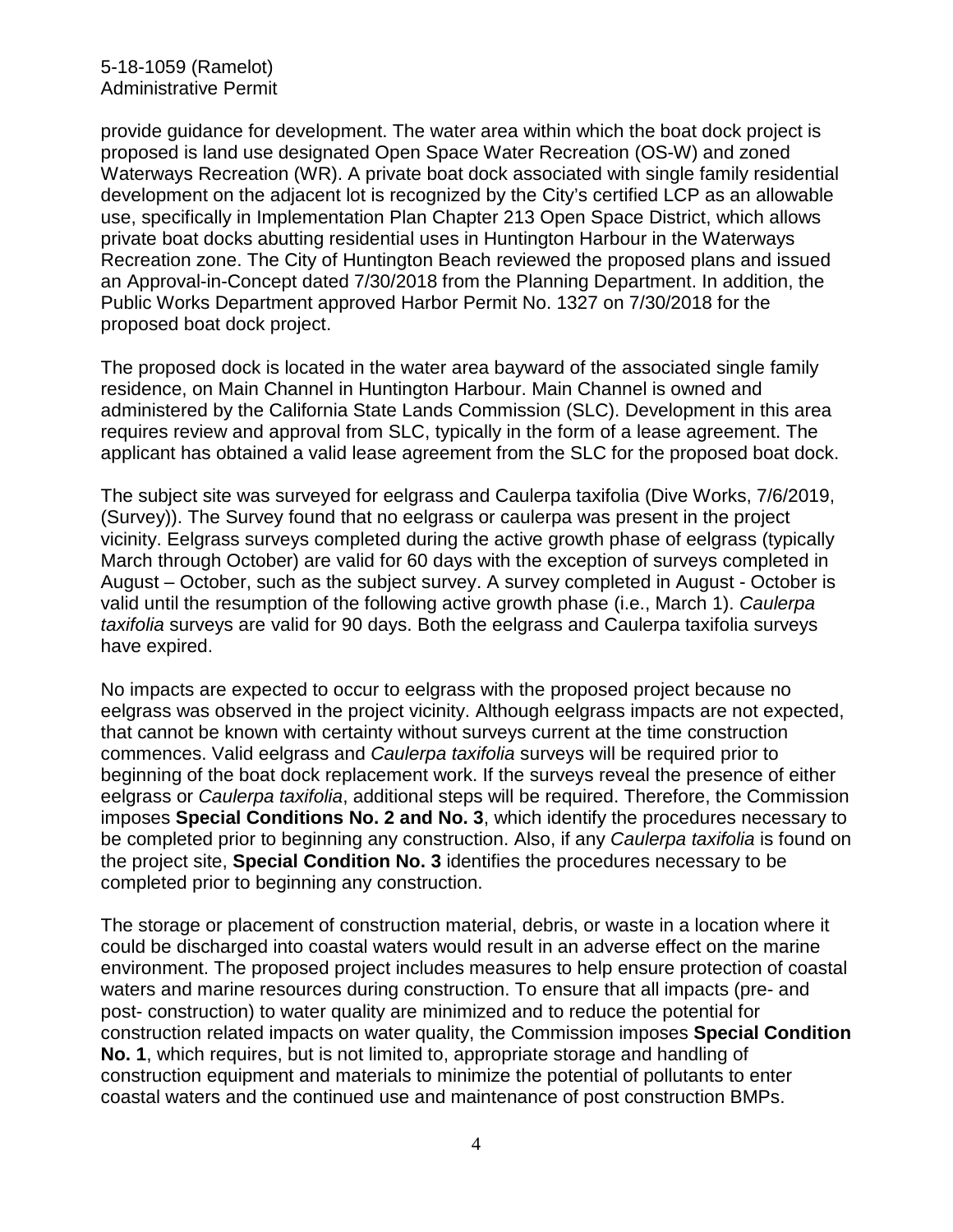provide guidance for development. The water area within which the boat dock project is proposed is land use designated Open Space Water Recreation (OS-W) and zoned Waterways Recreation (WR). A private boat dock associated with single family residential development on the adjacent lot is recognized by the City's certified LCP as an allowable use, specifically in Implementation Plan Chapter 213 Open Space District, which allows private boat docks abutting residential uses in Huntington Harbour in the Waterways Recreation zone. The City of Huntington Beach reviewed the proposed plans and issued an Approval-in-Concept dated 7/30/2018 from the Planning Department. In addition, the Public Works Department approved Harbor Permit No. 1327 on 7/30/2018 for the proposed boat dock project.

The proposed dock is located in the water area bayward of the associated single family residence, on Main Channel in Huntington Harbour. Main Channel is owned and administered by the California State Lands Commission (SLC). Development in this area requires review and approval from SLC, typically in the form of a lease agreement. The applicant has obtained a valid lease agreement from the SLC for the proposed boat dock.

The subject site was surveyed for eelgrass and Caulerpa taxifolia (Dive Works, 7/6/2019, (Survey)). The Survey found that no eelgrass or caulerpa was present in the project vicinity. Eelgrass surveys completed during the active growth phase of eelgrass (typically March through October) are valid for 60 days with the exception of surveys completed in August – October, such as the subject survey. A survey completed in August - October is valid until the resumption of the following active growth phase (i.e., March 1). *Caulerpa taxifolia* surveys are valid for 90 days. Both the eelgrass and Caulerpa taxifolia surveys have expired.

No impacts are expected to occur to eelgrass with the proposed project because no eelgrass was observed in the project vicinity. Although eelgrass impacts are not expected, that cannot be known with certainty without surveys current at the time construction commences. Valid eelgrass and *Caulerpa taxifolia* surveys will be required prior to beginning of the boat dock replacement work. If the surveys reveal the presence of either eelgrass or *Caulerpa taxifolia*, additional steps will be required. Therefore, the Commission imposes **Special Conditions No. 2 and No. 3**, which identify the procedures necessary to be completed prior to beginning any construction. Also, if any *Caulerpa taxifolia* is found on the project site, **Special Condition No. 3** identifies the procedures necessary to be completed prior to beginning any construction.

The storage or placement of construction material, debris, or waste in a location where it could be discharged into coastal waters would result in an adverse effect on the marine environment. The proposed project includes measures to help ensure protection of coastal waters and marine resources during construction. To ensure that all impacts (pre- and post- construction) to water quality are minimized and to reduce the potential for construction related impacts on water quality, the Commission imposes **Special Condition No. 1**, which requires, but is not limited to, appropriate storage and handling of construction equipment and materials to minimize the potential of pollutants to enter coastal waters and the continued use and maintenance of post construction BMPs.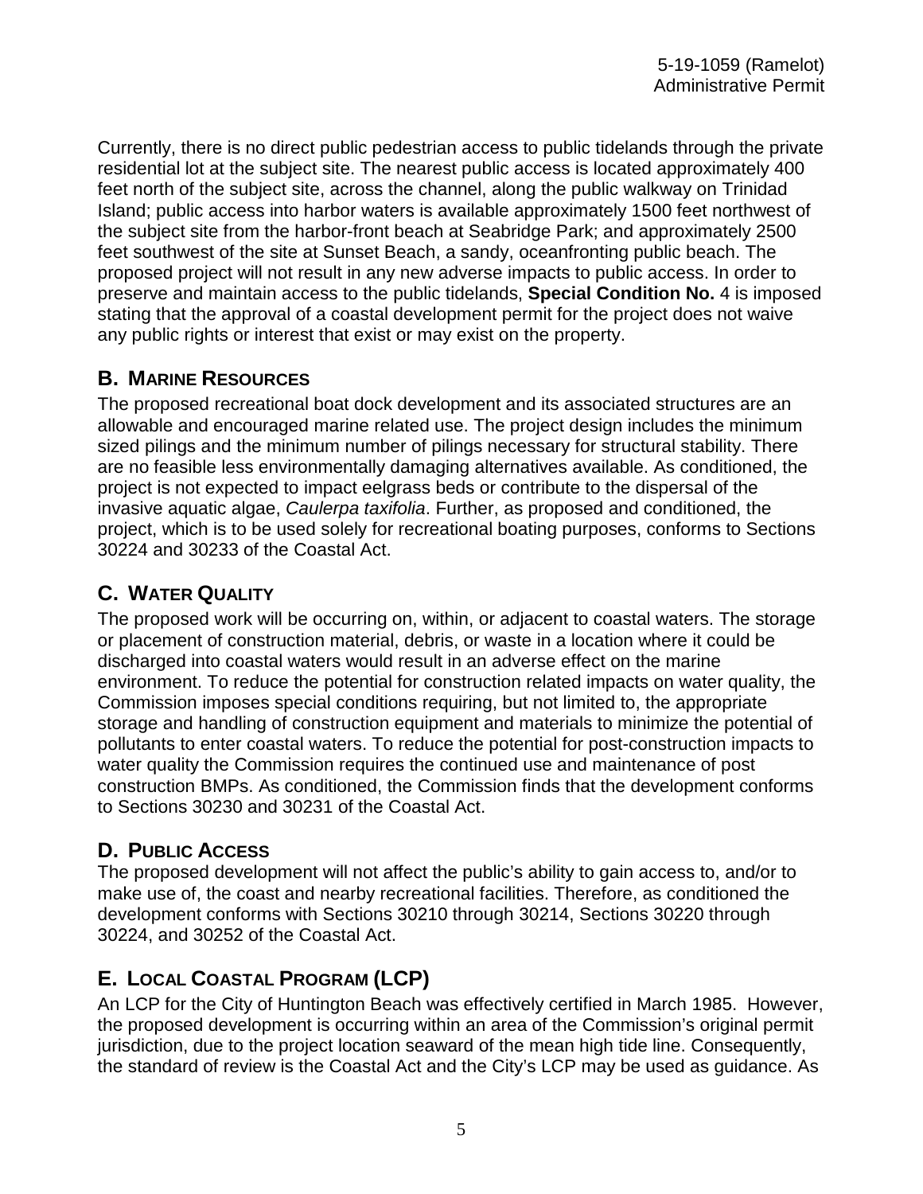Currently, there is no direct public pedestrian access to public tidelands through the private residential lot at the subject site. The nearest public access is located approximately 400 feet north of the subject site, across the channel, along the public walkway on Trinidad Island; public access into harbor waters is available approximately 1500 feet northwest of the subject site from the harbor-front beach at Seabridge Park; and approximately 2500 feet southwest of the site at Sunset Beach, a sandy, oceanfronting public beach. The proposed project will not result in any new adverse impacts to public access. In order to preserve and maintain access to the public tidelands, **Special Condition No.** 4 is imposed stating that the approval of a coastal development permit for the project does not waive any public rights or interest that exist or may exist on the property.

## B. Marine Resources

The proposed recreational boat dock development and its associated structures are an allowable and encouraged marine related use. The project design includes the minimum sized pilings and the minimum number of pilings necessary for structural stability. There are no feasible less environmentally damaging alternatives available. As conditioned, the project is not expected to impact eelgrass beds or contribute to the dispersal of the invasive aquatic algae, *Caulerpa taxifolia*. Further, as proposed and conditioned, the project, which is to be used solely for recreational boating purposes, conforms to Sections 30224 and 30233 of the Coastal Act.

## C. Water Quality

The proposed work will be occurring on, within, or adjacent to coastal waters. The storage or placement of construction material, debris, or waste in a location where it could be discharged into coastal waters would result in an adverse effect on the marine environment. To reduce the potential for construction related impacts on water quality, the Commission imposes special conditions requiring, but not limited to, the appropriate storage and handling of construction equipment and materials to minimize the potential of pollutants to enter coastal waters. To reduce the potential for post-construction impacts to water quality the Commission requires the continued use and maintenance of post construction BMPs. As conditioned, the Commission finds that the development conforms to Sections 30230 and 30231 of the Coastal Act.

## D. Public Access

The proposed development will not affect the public's ability to gain access to, and/or to make use of, the coast and nearby recreational facilities. Therefore, as conditioned the development conforms with Sections 30210 through 30214, Sections 30220 through 30224, and 30252 of the Coastal Act.

## E. Local Coastal Program (LCP)

An LCP for the City of Huntington Beach was effectively certified in March 1985. However, the proposed development is occurring within an area of the Commission's original permit jurisdiction, due to the project location seaward of the mean high tide line. Consequently, the standard of review is the Coastal Act and the City's LCP may be used as guidance. As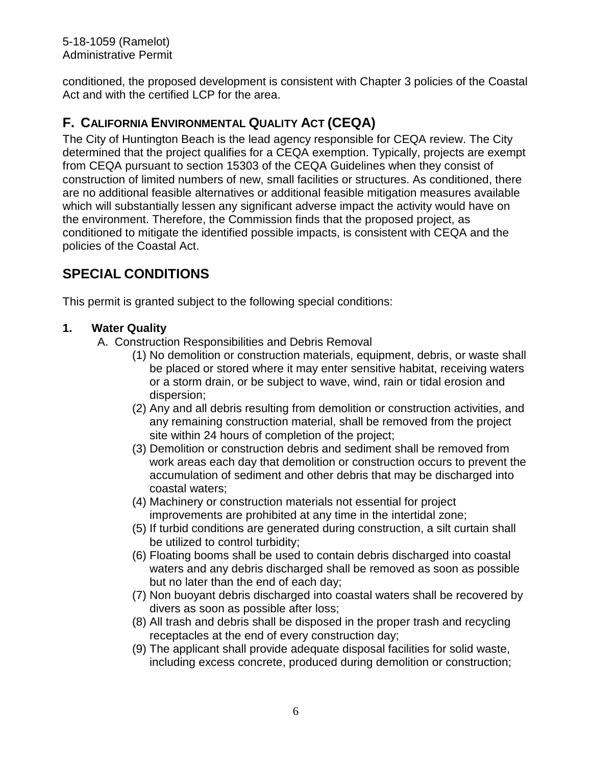conditioned, the proposed development is consistent with Chapter 3 policies of the Coastal Act and with the certified LCP for the area.

## F. California Environmental Quality Act (CEQA)

The City of Huntington Beach is the lead agency responsible for CEQA review. The City determined that the project qualifies for a CEQA exemption. Typically, projects are exempt from CEQA pursuant to section 15303 of the CEQA Guidelines when they consist of construction of limited numbers of new, small facilities or structures. As conditioned, there are no additional feasible alternatives or additional feasible mitigation measures available which will substantially lessen any significant adverse impact the activity would have on the environment. Therefore, the Commission finds that the proposed project, as conditioned to mitigate the identified possible impacts, is consistent with CEQA and the policies of the Coastal Act.

# SPECIAL CONDITIONS

This permit is granted subject to the following special conditions:

**1. Water Quality**

A. Construction Responsibilities and Debris Removal

(1) No demolition or construction materials, equipment, debris, or waste shall be placed or stored where it may enter sensitive habitat, receiving waters or a storm drain, or be subject to wave, wind, rain or tidal erosion and dispersion;

(2) Any and all debris resulting from demolition or construction activities, and any remaining construction material, shall be removed from the project site within 24 hours of completion of the project;

(3) Demolition or construction debris and sediment shall be removed from work areas each day that demolition or construction occurs to prevent the accumulation of sediment and other debris that may be discharged into coastal waters;

(4) Machinery or construction materials not essential for project improvements are prohibited at any time in the intertidal zone;

(5) If turbid conditions are generated during construction, a silt curtain shall be utilized to control turbidity;

(6) Floating booms shall be used to contain debris discharged into coastal waters and any debris discharged shall be removed as soon as possible but no later than the end of each day;

(7) Non buoyant debris discharged into coastal waters shall be recovered by divers as soon as possible after loss;

(8) All trash and debris shall be disposed in the proper trash and recycling receptacles at the end of every construction day;

(9) The applicant shall provide adequate disposal facilities for solid waste, including excess concrete, produced during demolition or construction;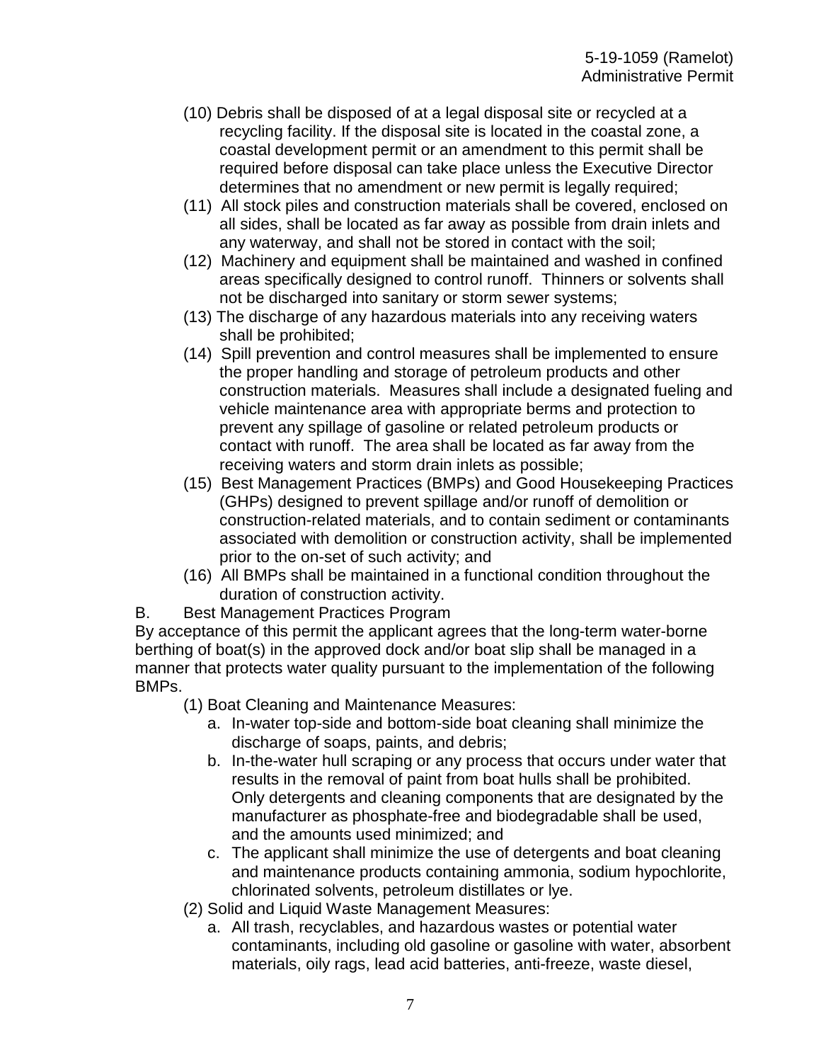(10) Debris shall be disposed of at a legal disposal site or recycled at a recycling facility. If the disposal site is located in the coastal zone, a coastal development permit or an amendment to this permit shall be required before disposal can take place unless the Executive Director determines that no amendment or new permit is legally required;

(11) All stock piles and construction materials shall be covered, enclosed on all sides, shall be located as far away as possible from drain inlets and any waterway, and shall not be stored in contact with the soil;

(12) Machinery and equipment shall be maintained and washed in confined areas specifically designed to control runoff. Thinners or solvents shall not be discharged into sanitary or storm sewer systems;

(13) The discharge of any hazardous materials into any receiving waters shall be prohibited;

(14) Spill prevention and control measures shall be implemented to ensure the proper handling and storage of petroleum products and other construction materials. Measures shall include a designated fueling and vehicle maintenance area with appropriate berms and protection to prevent any spillage of gasoline or related petroleum products or contact with runoff. The area shall be located as far away from the receiving waters and storm drain inlets as possible;

(15) Best Management Practices (BMPs) and Good Housekeeping Practices (GHPs) designed to prevent spillage and/or runoff of demolition or construction-related materials, and to contain sediment or contaminants associated with demolition or construction activity, shall be implemented prior to the on-set of such activity; and

(16) All BMPs shall be maintained in a functional condition throughout the duration of construction activity.

B. Best Management Practices Program

By acceptance of this permit the applicant agrees that the long-term water-borne berthing of boat(s) in the approved dock and/or boat slip shall be managed in a manner that protects water quality pursuant to the implementation of the following BMPs.

(1) Boat Cleaning and Maintenance Measures:

a. In-water top-side and bottom-side boat cleaning shall minimize the discharge of soaps, paints, and debris;

b. In-the-water hull scraping or any process that occurs under water that results in the removal of paint from boat hulls shall be prohibited. Only detergents and cleaning components that are designated by the manufacturer as phosphate-free and biodegradable shall be used, and the amounts used minimized; and

c. The applicant shall minimize the use of detergents and boat cleaning and maintenance products containing ammonia, sodium hypochlorite, chlorinated solvents, petroleum distillates or lye.

(2) Solid and Liquid Waste Management Measures:

a. All trash, recyclables, and hazardous wastes or potential water contaminants, including old gasoline or gasoline with water, absorbent materials, oily rags, lead acid batteries, anti-freeze, waste diesel,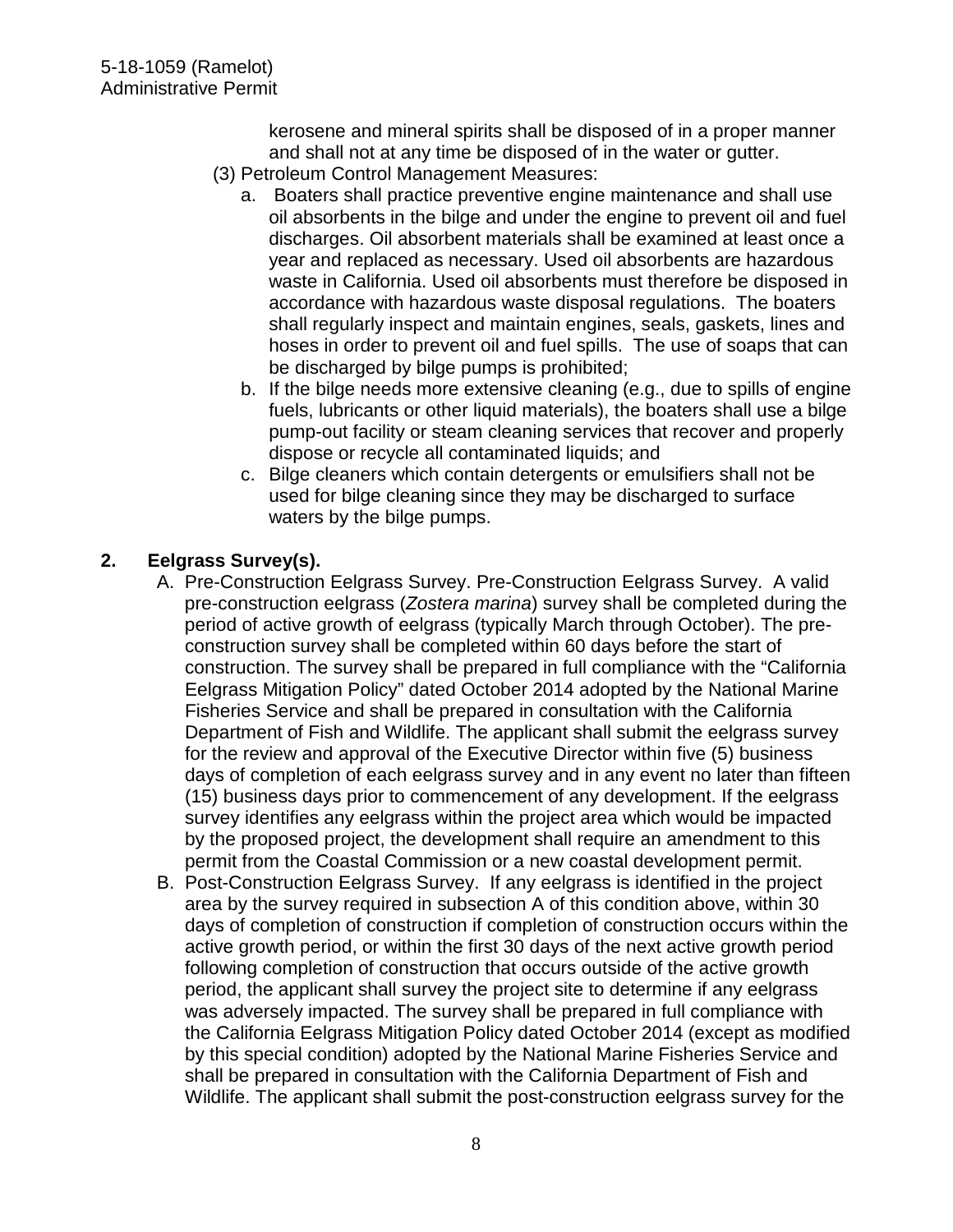kerosene and mineral spirits shall be disposed of in a proper manner and shall not at any time be disposed of in the water or gutter.

(3) Petroleum Control Management Measures:

a. Boaters shall practice preventive engine maintenance and shall use oil absorbents in the bilge and under the engine to prevent oil and fuel discharges. Oil absorbent materials shall be examined at least once a year and replaced as necessary. Used oil absorbents are hazardous waste in California. Used oil absorbents must therefore be disposed in accordance with hazardous waste disposal regulations. The boaters shall regularly inspect and maintain engines, seals, gaskets, lines and hoses in order to prevent oil and fuel spills. The use of soaps that can be discharged by bilge pumps is prohibited;

b. If the bilge needs more extensive cleaning (e.g., due to spills of engine fuels, lubricants or other liquid materials), the boaters shall use a bilge pump-out facility or steam cleaning services that recover and properly dispose or recycle all contaminated liquids; and

c. Bilge cleaners which contain detergents or emulsifiers shall not be used for bilge cleaning since they may be discharged to surface waters by the bilge pumps.

**2. Eelgrass Survey(s).**

A. Pre-Construction Eelgrass Survey. Pre-Construction Eelgrass Survey. A valid pre-construction eelgrass (*Zostera marina*) survey shall be completed during the period of active growth of eelgrass (typically March through October). The pre-construction survey shall be completed within 60 days before the start of construction. The survey shall be prepared in full compliance with the "California Eelgrass Mitigation Policy" dated October 2014 adopted by the National Marine Fisheries Service and shall be prepared in consultation with the California Department of Fish and Wildlife. The applicant shall submit the eelgrass survey for the review and approval of the Executive Director within five (5) business days of completion of each eelgrass survey and in any event no later than fifteen (15) business days prior to commencement of any development. If the eelgrass survey identifies any eelgrass within the project area which would be impacted by the proposed project, the development shall require an amendment to this permit from the Coastal Commission or a new coastal development permit.

B. Post-Construction Eelgrass Survey. If any eelgrass is identified in the project area by the survey required in subsection A of this condition above, within 30 days of completion of construction if completion of construction occurs within the active growth period, or within the first 30 days of the next active growth period following completion of construction that occurs outside of the active growth period, the applicant shall survey the project site to determine if any eelgrass was adversely impacted. The survey shall be prepared in full compliance with the California Eelgrass Mitigation Policy dated October 2014 (except as modified by this special condition) adopted by the National Marine Fisheries Service and shall be prepared in consultation with the California Department of Fish and Wildlife. The applicant shall submit the post-construction eelgrass survey for the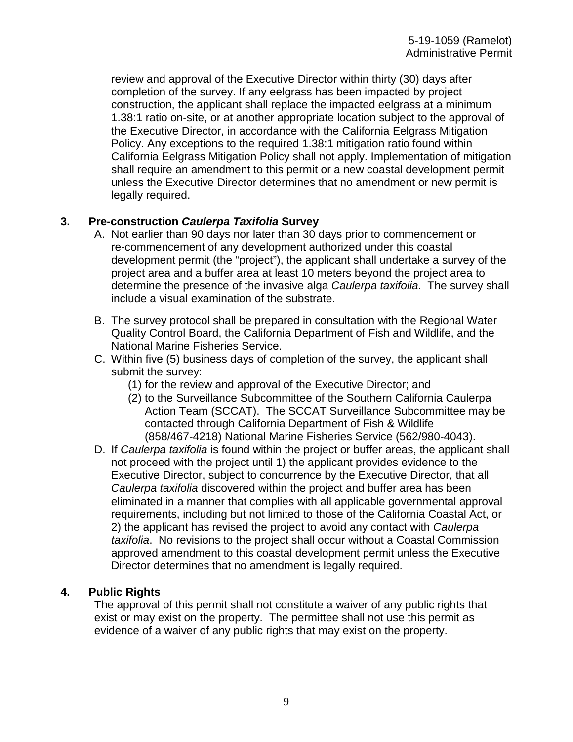review and approval of the Executive Director within thirty (30) days after completion of the survey. If any eelgrass has been impacted by project construction, the applicant shall replace the impacted eelgrass at a minimum 1.38:1 ratio on-site, or at another appropriate location subject to the approval of the Executive Director, in accordance with the California Eelgrass Mitigation Policy. Any exceptions to the required 1.38:1 mitigation ratio found within California Eelgrass Mitigation Policy shall not apply. Implementation of mitigation shall require an amendment to this permit or a new coastal development permit unless the Executive Director determines that no amendment or new permit is legally required.

**3. Pre-construction *Caulerpa Taxifolia* Survey**

A. Not earlier than 90 days nor later than 30 days prior to commencement or re-commencement of any development authorized under this coastal development permit (the "project"), the applicant shall undertake a survey of the project area and a buffer area at least 10 meters beyond the project area to determine the presence of the invasive alga *Caulerpa taxifolia*. The survey shall include a visual examination of the substrate.

B. The survey protocol shall be prepared in consultation with the Regional Water Quality Control Board, the California Department of Fish and Wildlife, and the National Marine Fisheries Service.

C. Within five (5) business days of completion of the survey, the applicant shall submit the survey:
   (1) for the review and approval of the Executive Director; and
   (2) to the Surveillance Subcommittee of the Southern California Caulerpa Action Team (SCCAT). The SCCAT Surveillance Subcommittee may be contacted through California Department of Fish & Wildlife (858/467-4218) National Marine Fisheries Service (562/980-4043).

D. If *Caulerpa taxifolia* is found within the project or buffer areas, the applicant shall not proceed with the project until 1) the applicant provides evidence to the Executive Director, subject to concurrence by the Executive Director, that all *Caulerpa taxifolia* discovered within the project and buffer area has been eliminated in a manner that complies with all applicable governmental approval requirements, including but not limited to those of the California Coastal Act, or 2) the applicant has revised the project to avoid any contact with *Caulerpa taxifolia*. No revisions to the project shall occur without a Coastal Commission approved amendment to this coastal development permit unless the Executive Director determines that no amendment is legally required.

**4. Public Rights**

The approval of this permit shall not constitute a waiver of any public rights that exist or may exist on the property. The permittee shall not use this permit as evidence of a waiver of any public rights that may exist on the property.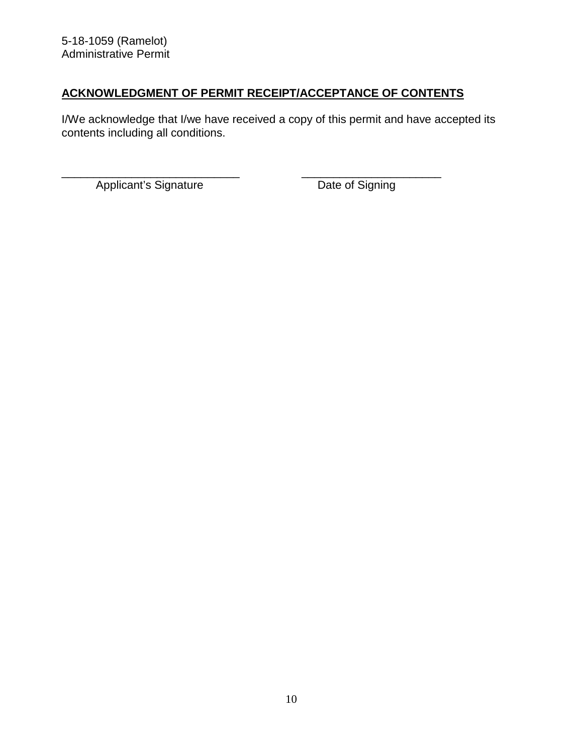## ACKNOWLEDGMENT OF PERMIT RECEIPT/ACCEPTANCE OF CONTENTS

I/We acknowledge that I/we have received a copy of this permit and have accepted its contents including all conditions.

_____________________________ Applicant's Signature

_______________________ Date of Signing